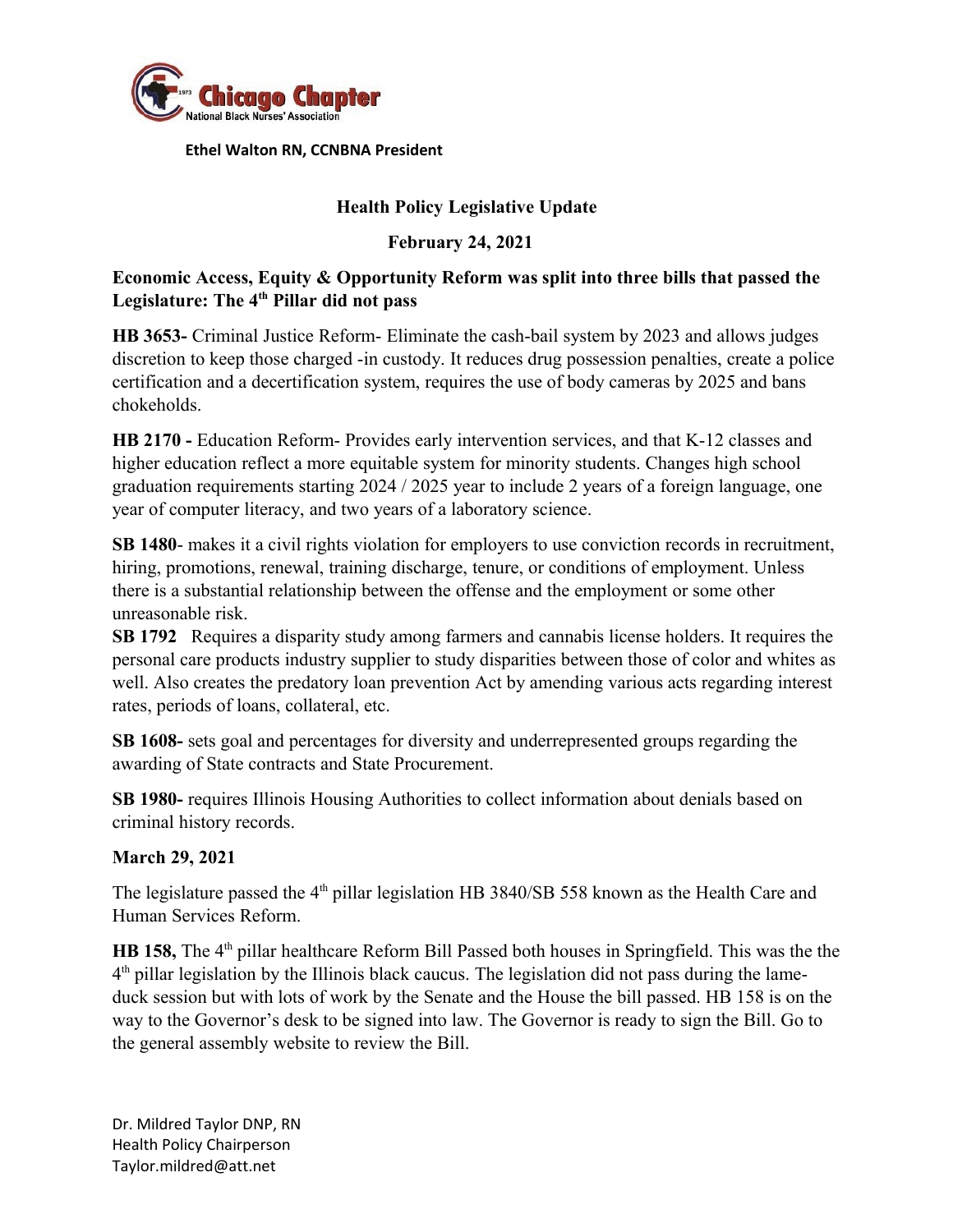Chicago Chapter
National Black Nurses' Association

**Ethel Walton RN, CCNBNA President**

## Health Policy Legislative Update

### February 24, 2021

**Economic Access, Equity & Opportunity Reform was split into three bills that passed the Legislature: The 4th Pillar did not pass**

**HB 3653-** Criminal Justice Reform- Eliminate the cash-bail system by 2023 and allows judges discretion to keep those charged -in custody. It reduces drug possession penalties, create a police certification and a decertification system, requires the use of body cameras by 2025 and bans chokeholds.

**HB 2170 -** Education Reform- Provides early intervention services, and that K-12 classes and higher education reflect a more equitable system for minority students. Changes high school graduation requirements starting 2024 / 2025 year to include 2 years of a foreign language, one year of computer literacy, and two years of a laboratory science.

**SB 1480**- makes it a civil rights violation for employers to use conviction records in recruitment, hiring, promotions, renewal, training discharge, tenure, or conditions of employment. Unless there is a substantial relationship between the offense and the employment or some other unreasonable risk.

**SB 1792** Requires a disparity study among farmers and cannabis license holders. It requires the personal care products industry supplier to study disparities between those of color and whites as well. Also creates the predatory loan prevention Act by amending various acts regarding interest rates, periods of loans, collateral, etc.

**SB 1608-** sets goal and percentages for diversity and underrepresented groups regarding the awarding of State contracts and State Procurement.

**SB 1980-** requires Illinois Housing Authorities to collect information about denials based on criminal history records.

### March 29, 2021

The legislature passed the 4th pillar legislation HB 3840/SB 558 known as the Health Care and Human Services Reform.

**HB 158,** The 4th pillar healthcare Reform Bill Passed both houses in Springfield. This was the the 4th pillar legislation by the Illinois black caucus. The legislation did not pass during the lame-duck session but with lots of work by the Senate and the House the bill passed. HB 158 is on the way to the Governor's desk to be signed into law. The Governor is ready to sign the Bill. Go to the general assembly website to review the Bill.

Dr. Mildred Taylor DNP, RN
Health Policy Chairperson
Taylor.mildred@att.net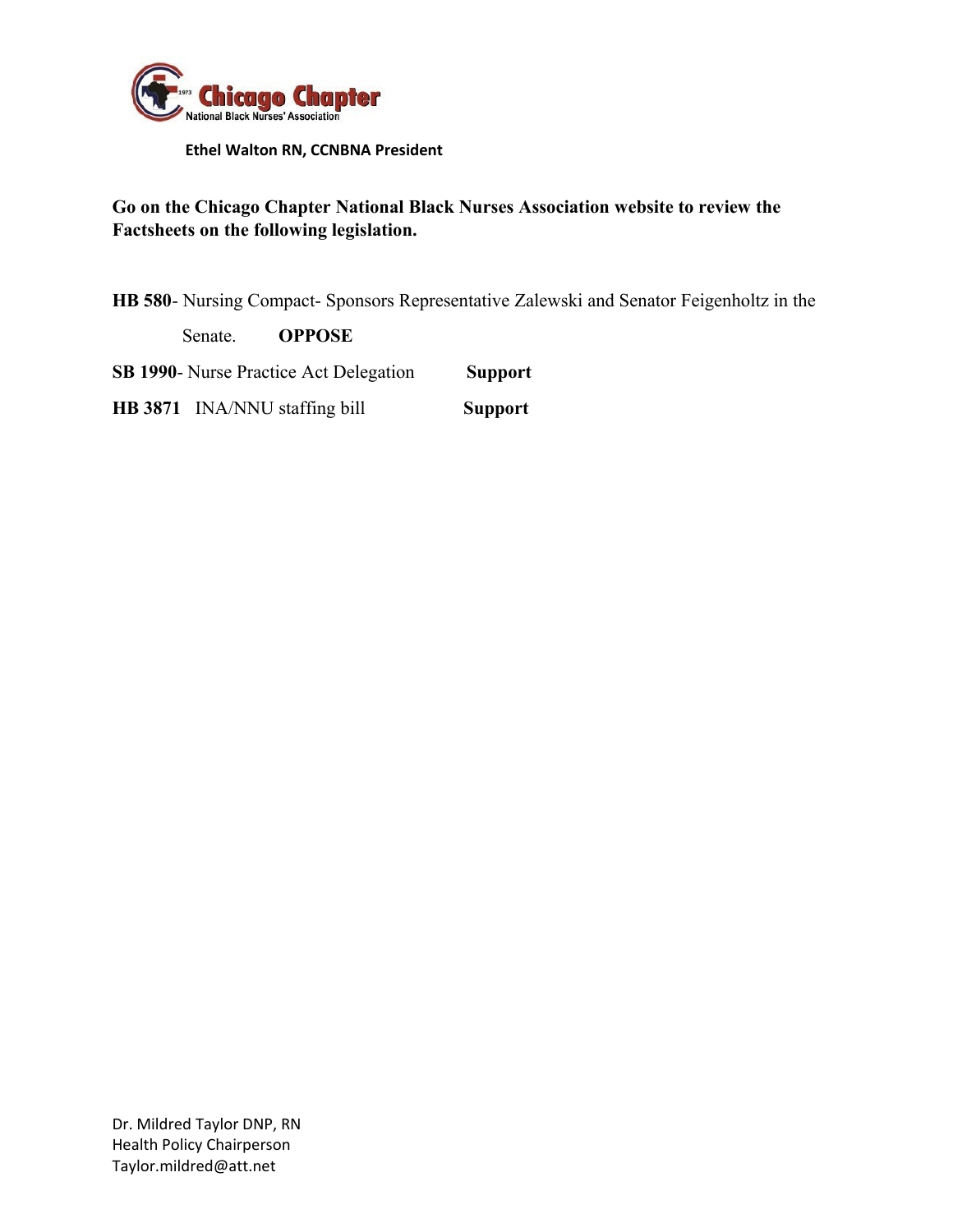Chicago Chapter
National Black Nurses' Association

**Ethel Walton RN, CCNBNA President**

**Go on the Chicago Chapter National Black Nurses Association website to review the Factsheets on the following legislation.**

**HB 580**- Nursing Compact- Sponsors Representative Zalewski and Senator Feigenholtz in the Senate. **OPPOSE**

**SB 1990**- Nurse Practice Act Delegation **Support**

**HB 3871** INA/NNU staffing bill **Support**

Dr. Mildred Taylor DNP, RN
Health Policy Chairperson
Taylor.mildred@att.net